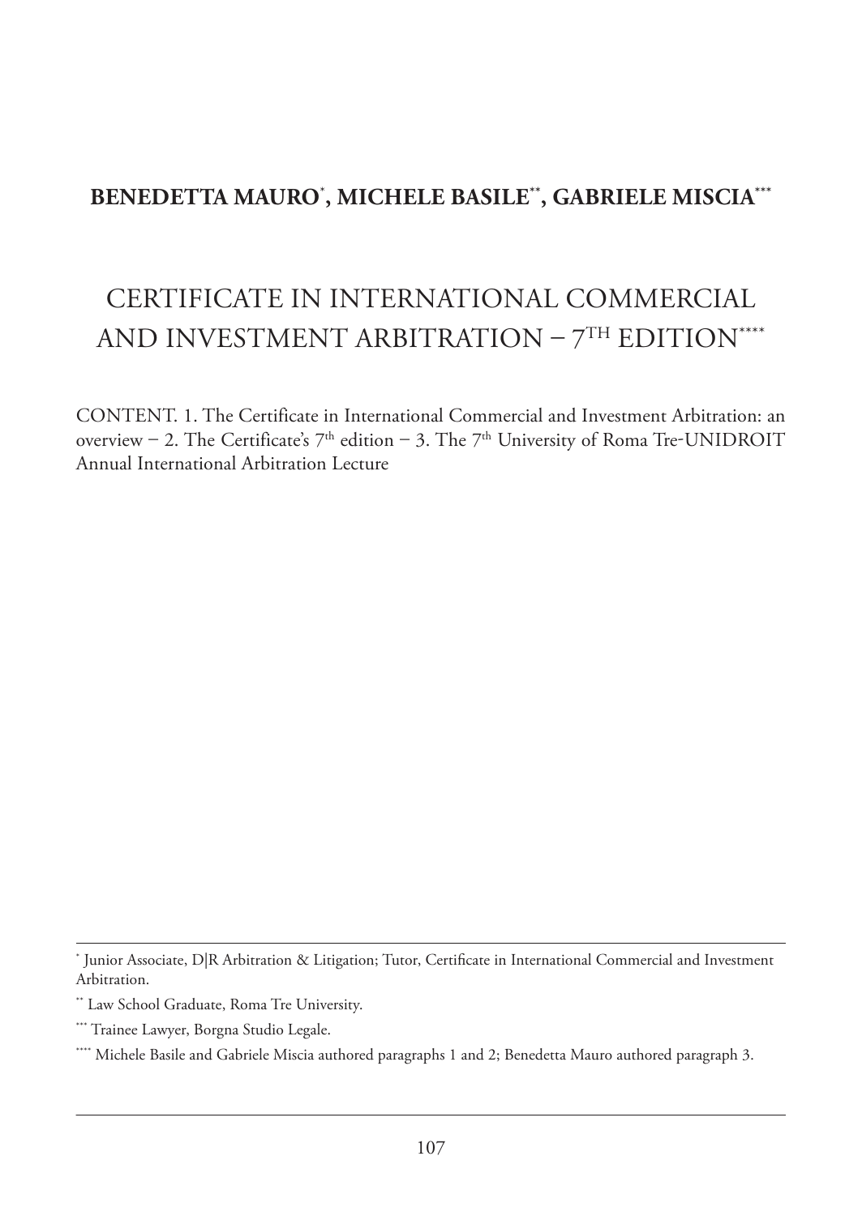**BENEDETTA MAURO[\*], MICHELE BASILE[\*\*], GABRIELE MISCIA[\*\*\*]**

# CERTIFICATE IN INTERNATIONAL COMMERCIAL AND INVESTMENT ARBITRATION – 7TH EDITION[\*\*\*\*]

CONTENT. 1. The Certificate in International Commercial and Investment Arbitration: an overview – 2. The Certificate's 7th edition – 3. The 7th University of Roma Tre-UNIDROIT Annual International Arbitration Lecture

---

[\*] Junior Associate, D|R Arbitration & Litigation; Tutor, Certificate in International Commercial and Investment Arbitration.

[\*\*] Law School Graduate, Roma Tre University.

[\*\*\*] Trainee Lawyer, Borgna Studio Legale.

[\*\*\*\*] Michele Basile and Gabriele Miscia authored paragraphs 1 and 2; Benedetta Mauro authored paragraph 3.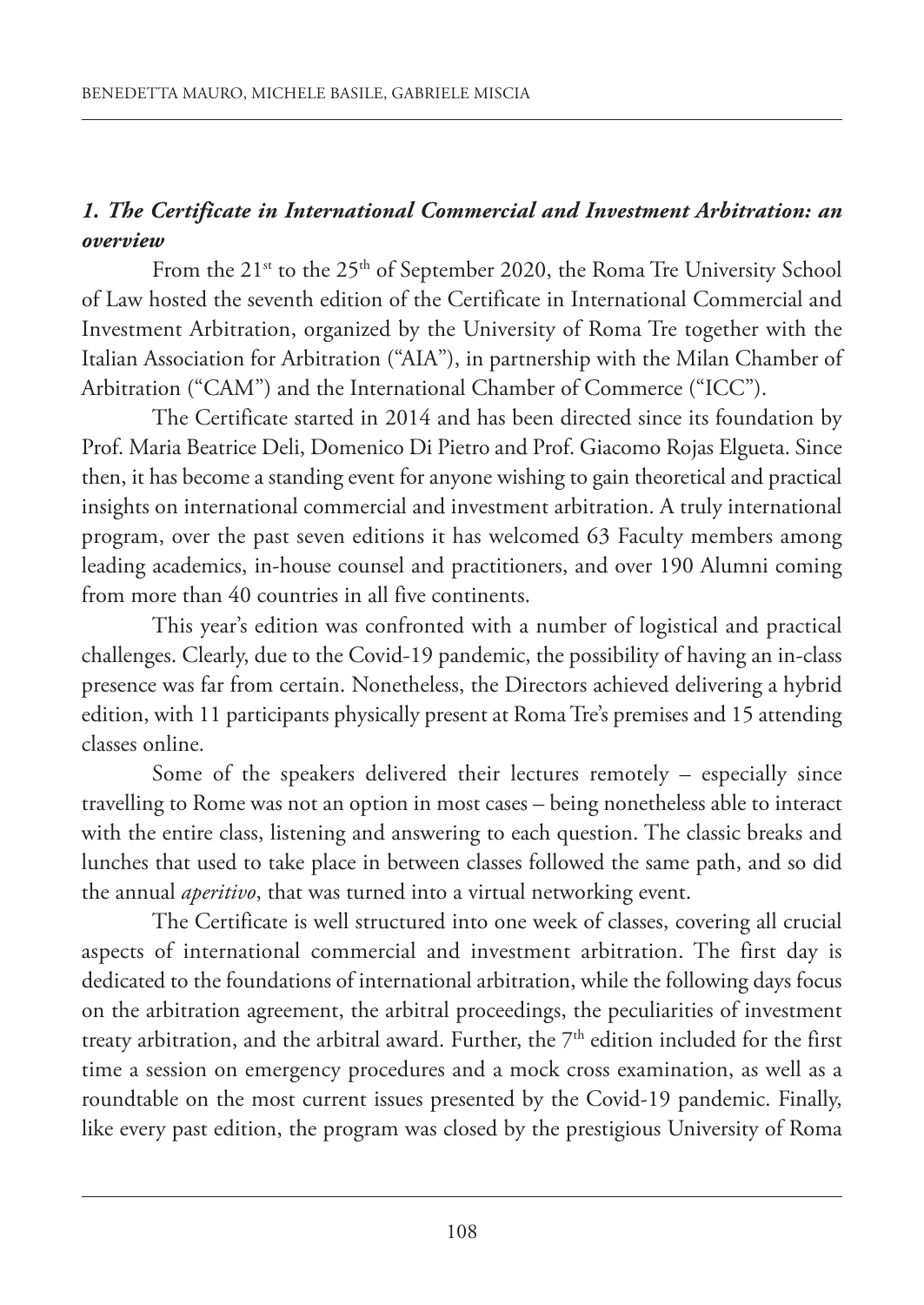## *1. The Certificate in International Commercial and Investment Arbitration: an overview*

From the 21st to the 25th of September 2020, the Roma Tre University School of Law hosted the seventh edition of the Certificate in International Commercial and Investment Arbitration, organized by the University of Roma Tre together with the Italian Association for Arbitration ("AIA"), in partnership with the Milan Chamber of Arbitration ("CAM") and the International Chamber of Commerce ("ICC").

The Certificate started in 2014 and has been directed since its foundation by Prof. Maria Beatrice Deli, Domenico Di Pietro and Prof. Giacomo Rojas Elgueta. Since then, it has become a standing event for anyone wishing to gain theoretical and practical insights on international commercial and investment arbitration. A truly international program, over the past seven editions it has welcomed 63 Faculty members among leading academics, in-house counsel and practitioners, and over 190 Alumni coming from more than 40 countries in all five continents.

This year's edition was confronted with a number of logistical and practical challenges. Clearly, due to the Covid-19 pandemic, the possibility of having an in-class presence was far from certain. Nonetheless, the Directors achieved delivering a hybrid edition, with 11 participants physically present at Roma Tre's premises and 15 attending classes online.

Some of the speakers delivered their lectures remotely – especially since travelling to Rome was not an option in most cases – being nonetheless able to interact with the entire class, listening and answering to each question. The classic breaks and lunches that used to take place in between classes followed the same path, and so did the annual *aperitivo*, that was turned into a virtual networking event.

The Certificate is well structured into one week of classes, covering all crucial aspects of international commercial and investment arbitration. The first day is dedicated to the foundations of international arbitration, while the following days focus on the arbitration agreement, the arbitral proceedings, the peculiarities of investment treaty arbitration, and the arbitral award. Further, the 7th edition included for the first time a session on emergency procedures and a mock cross examination, as well as a roundtable on the most current issues presented by the Covid-19 pandemic. Finally, like every past edition, the program was closed by the prestigious University of Roma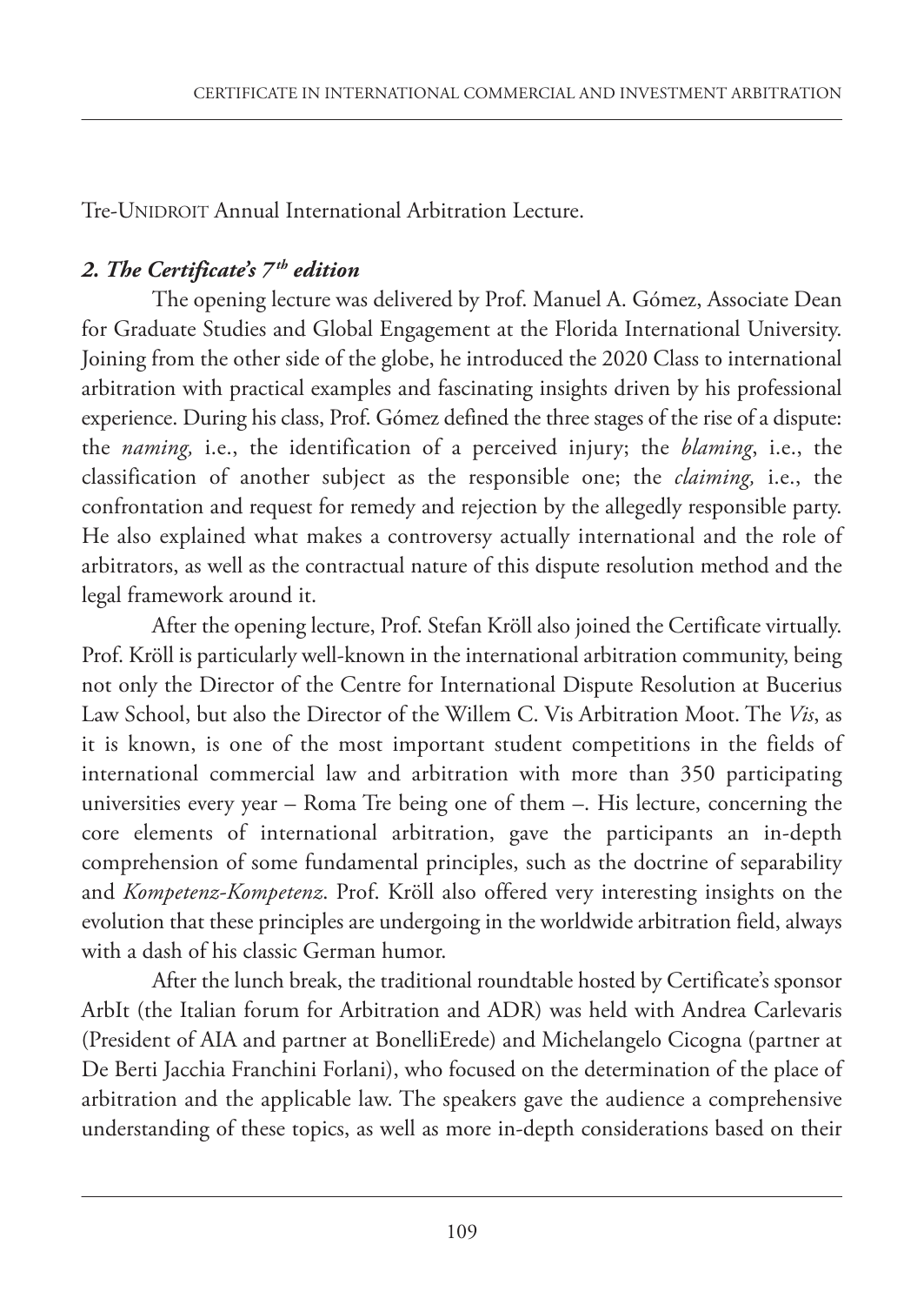Tre-UNIDROIT Annual International Arbitration Lecture.

## *2. The Certificate's 7th edition*

The opening lecture was delivered by Prof. Manuel A. Gómez, Associate Dean for Graduate Studies and Global Engagement at the Florida International University. Joining from the other side of the globe, he introduced the 2020 Class to international arbitration with practical examples and fascinating insights driven by his professional experience. During his class, Prof. Gómez defined the three stages of the rise of a dispute: the *naming,* i.e., the identification of a perceived injury; the *blaming*, i.e., the classification of another subject as the responsible one; the *claiming,* i.e., the confrontation and request for remedy and rejection by the allegedly responsible party. He also explained what makes a controversy actually international and the role of arbitrators, as well as the contractual nature of this dispute resolution method and the legal framework around it.

After the opening lecture, Prof. Stefan Kröll also joined the Certificate virtually. Prof. Kröll is particularly well-known in the international arbitration community, being not only the Director of the Centre for International Dispute Resolution at Bucerius Law School, but also the Director of the Willem C. Vis Arbitration Moot. The *Vis*, as it is known, is one of the most important student competitions in the fields of international commercial law and arbitration with more than 350 participating universities every year – Roma Tre being one of them –. His lecture, concerning the core elements of international arbitration, gave the participants an in-depth comprehension of some fundamental principles, such as the doctrine of separability and *Kompetenz-Kompetenz*. Prof. Kröll also offered very interesting insights on the evolution that these principles are undergoing in the worldwide arbitration field, always with a dash of his classic German humor.

After the lunch break, the traditional roundtable hosted by Certificate's sponsor ArbIt (the Italian forum for Arbitration and ADR) was held with Andrea Carlevaris (President of AIA and partner at BonelliErede) and Michelangelo Cicogna (partner at De Berti Jacchia Franchini Forlani), who focused on the determination of the place of arbitration and the applicable law. The speakers gave the audience a comprehensive understanding of these topics, as well as more in-depth considerations based on their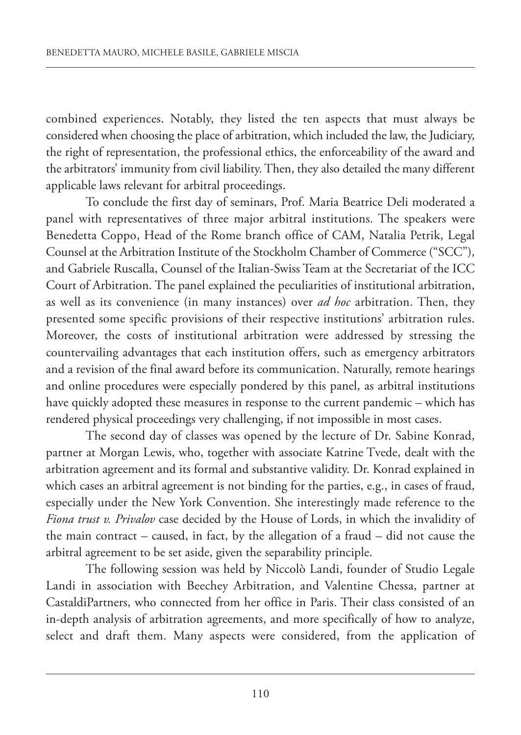combined experiences. Notably, they listed the ten aspects that must always be considered when choosing the place of arbitration, which included the law, the Judiciary, the right of representation, the professional ethics, the enforceability of the award and the arbitrators' immunity from civil liability. Then, they also detailed the many different applicable laws relevant for arbitral proceedings.

To conclude the first day of seminars, Prof. Maria Beatrice Deli moderated a panel with representatives of three major arbitral institutions. The speakers were Benedetta Coppo, Head of the Rome branch office of CAM, Natalia Petrik, Legal Counsel at the Arbitration Institute of the Stockholm Chamber of Commerce ("SCC"), and Gabriele Ruscalla, Counsel of the Italian-Swiss Team at the Secretariat of the ICC Court of Arbitration. The panel explained the peculiarities of institutional arbitration, as well as its convenience (in many instances) over *ad hoc* arbitration. Then, they presented some specific provisions of their respective institutions' arbitration rules. Moreover, the costs of institutional arbitration were addressed by stressing the countervailing advantages that each institution offers, such as emergency arbitrators and a revision of the final award before its communication. Naturally, remote hearings and online procedures were especially pondered by this panel, as arbitral institutions have quickly adopted these measures in response to the current pandemic – which has rendered physical proceedings very challenging, if not impossible in most cases.

The second day of classes was opened by the lecture of Dr. Sabine Konrad, partner at Morgan Lewis, who, together with associate Katrine Tvede, dealt with the arbitration agreement and its formal and substantive validity. Dr. Konrad explained in which cases an arbitral agreement is not binding for the parties, e.g., in cases of fraud, especially under the New York Convention. She interestingly made reference to the *Fiona trust v. Privalov* case decided by the House of Lords, in which the invalidity of the main contract – caused, in fact, by the allegation of a fraud – did not cause the arbitral agreement to be set aside, given the separability principle.

The following session was held by Niccolò Landi, founder of Studio Legale Landi in association with Beechey Arbitration, and Valentine Chessa, partner at CastaldiPartners, who connected from her office in Paris. Their class consisted of an in-depth analysis of arbitration agreements, and more specifically of how to analyze, select and draft them. Many aspects were considered, from the application of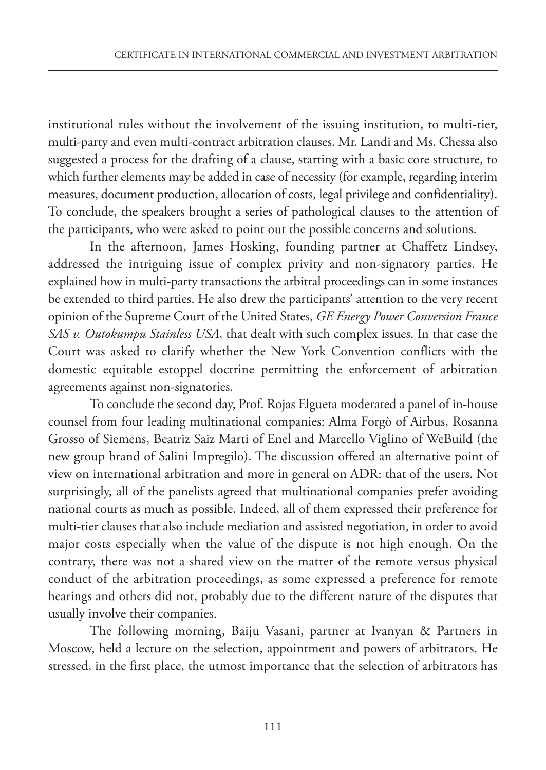institutional rules without the involvement of the issuing institution, to multi-tier, multi-party and even multi-contract arbitration clauses. Mr. Landi and Ms. Chessa also suggested a process for the drafting of a clause, starting with a basic core structure, to which further elements may be added in case of necessity (for example, regarding interim measures, document production, allocation of costs, legal privilege and confidentiality). To conclude, the speakers brought a series of pathological clauses to the attention of the participants, who were asked to point out the possible concerns and solutions.

In the afternoon, James Hosking, founding partner at Chaffetz Lindsey, addressed the intriguing issue of complex privity and non-signatory parties. He explained how in multi-party transactions the arbitral proceedings can in some instances be extended to third parties. He also drew the participants' attention to the very recent opinion of the Supreme Court of the United States, *GE Energy Power Conversion France SAS v. Outokumpu Stainless USA*, that dealt with such complex issues. In that case the Court was asked to clarify whether the New York Convention conflicts with the domestic equitable estoppel doctrine permitting the enforcement of arbitration agreements against non-signatories.

To conclude the second day, Prof. Rojas Elgueta moderated a panel of in-house counsel from four leading multinational companies: Alma Forgò of Airbus, Rosanna Grosso of Siemens, Beatriz Saiz Marti of Enel and Marcello Viglino of WeBuild (the new group brand of Salini Impregilo). The discussion offered an alternative point of view on international arbitration and more in general on ADR: that of the users. Not surprisingly, all of the panelists agreed that multinational companies prefer avoiding national courts as much as possible. Indeed, all of them expressed their preference for multi-tier clauses that also include mediation and assisted negotiation, in order to avoid major costs especially when the value of the dispute is not high enough. On the contrary, there was not a shared view on the matter of the remote versus physical conduct of the arbitration proceedings, as some expressed a preference for remote hearings and others did not, probably due to the different nature of the disputes that usually involve their companies.

The following morning, Baiju Vasani, partner at Ivanyan & Partners in Moscow, held a lecture on the selection, appointment and powers of arbitrators. He stressed, in the first place, the utmost importance that the selection of arbitrators has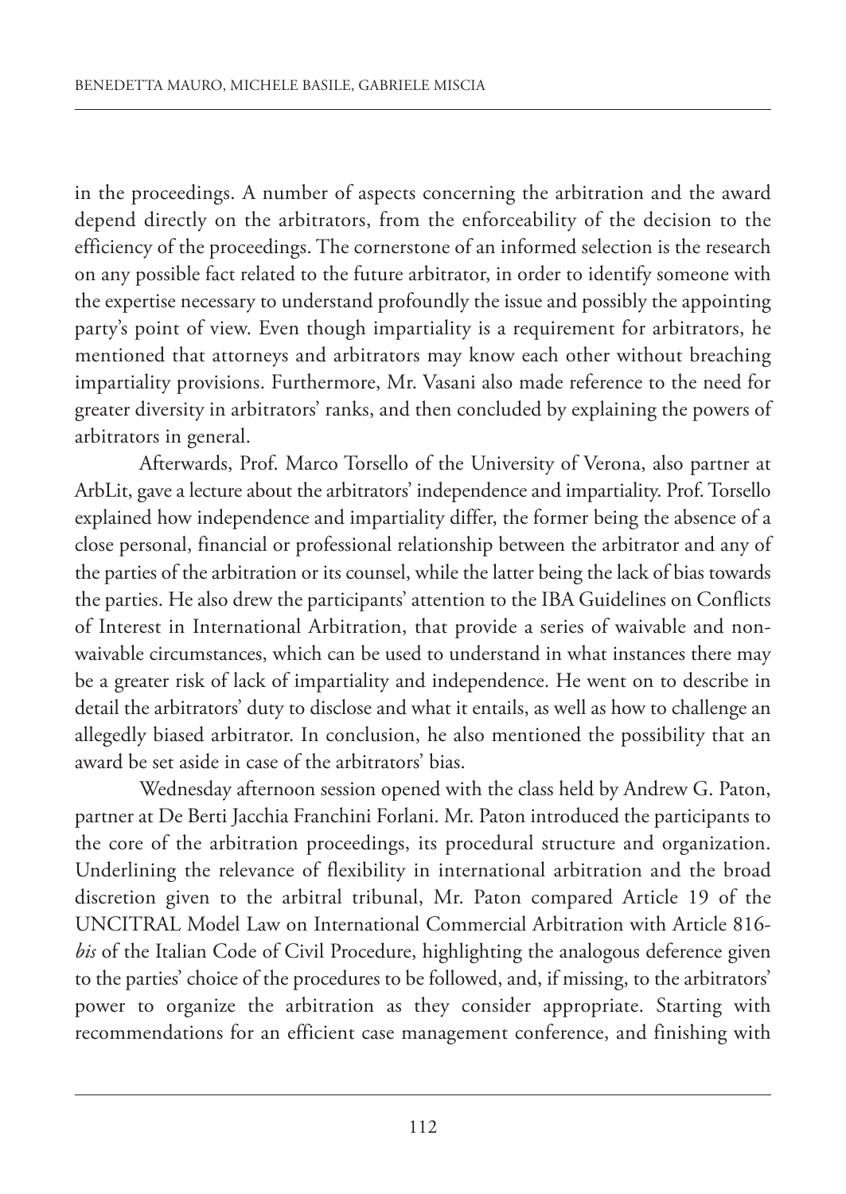in the proceedings. A number of aspects concerning the arbitration and the award depend directly on the arbitrators, from the enforceability of the decision to the efficiency of the proceedings. The cornerstone of an informed selection is the research on any possible fact related to the future arbitrator, in order to identify someone with the expertise necessary to understand profoundly the issue and possibly the appointing party's point of view. Even though impartiality is a requirement for arbitrators, he mentioned that attorneys and arbitrators may know each other without breaching impartiality provisions. Furthermore, Mr. Vasani also made reference to the need for greater diversity in arbitrators' ranks, and then concluded by explaining the powers of arbitrators in general.

Afterwards, Prof. Marco Torsello of the University of Verona, also partner at ArbLit, gave a lecture about the arbitrators' independence and impartiality. Prof. Torsello explained how independence and impartiality differ, the former being the absence of a close personal, financial or professional relationship between the arbitrator and any of the parties of the arbitration or its counsel, while the latter being the lack of bias towards the parties. He also drew the participants' attention to the IBA Guidelines on Conflicts of Interest in International Arbitration, that provide a series of waivable and non-waivable circumstances, which can be used to understand in what instances there may be a greater risk of lack of impartiality and independence. He went on to describe in detail the arbitrators' duty to disclose and what it entails, as well as how to challenge an allegedly biased arbitrator. In conclusion, he also mentioned the possibility that an award be set aside in case of the arbitrators' bias.

Wednesday afternoon session opened with the class held by Andrew G. Paton, partner at De Berti Jacchia Franchini Forlani. Mr. Paton introduced the participants to the core of the arbitration proceedings, its procedural structure and organization. Underlining the relevance of flexibility in international arbitration and the broad discretion given to the arbitral tribunal, Mr. Paton compared Article 19 of the UNCITRAL Model Law on International Commercial Arbitration with Article 816-*bis* of the Italian Code of Civil Procedure, highlighting the analogous deference given to the parties' choice of the procedures to be followed, and, if missing, to the arbitrators' power to organize the arbitration as they consider appropriate. Starting with recommendations for an efficient case management conference, and finishing with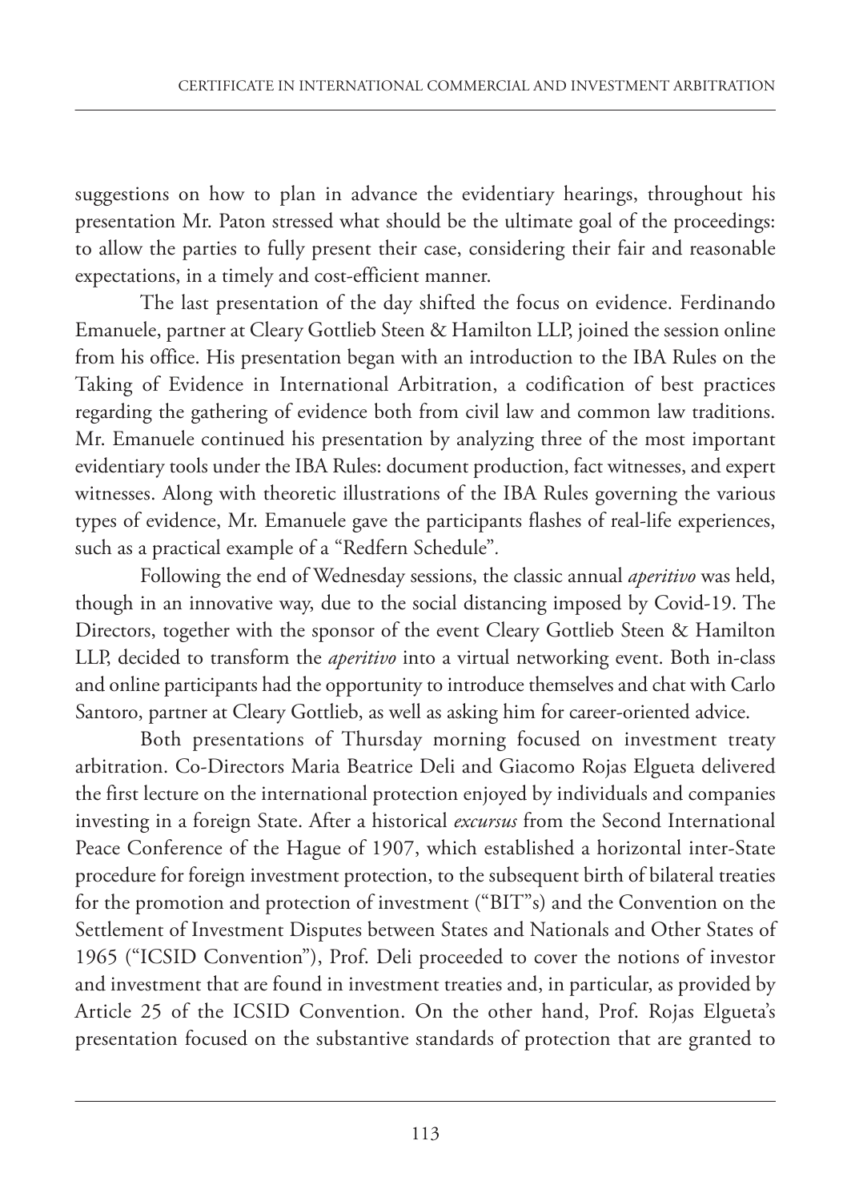suggestions on how to plan in advance the evidentiary hearings, throughout his presentation Mr. Paton stressed what should be the ultimate goal of the proceedings: to allow the parties to fully present their case, considering their fair and reasonable expectations, in a timely and cost-efficient manner.

The last presentation of the day shifted the focus on evidence. Ferdinando Emanuele, partner at Cleary Gottlieb Steen & Hamilton LLP, joined the session online from his office. His presentation began with an introduction to the IBA Rules on the Taking of Evidence in International Arbitration, a codification of best practices regarding the gathering of evidence both from civil law and common law traditions. Mr. Emanuele continued his presentation by analyzing three of the most important evidentiary tools under the IBA Rules: document production, fact witnesses, and expert witnesses. Along with theoretic illustrations of the IBA Rules governing the various types of evidence, Mr. Emanuele gave the participants flashes of real-life experiences, such as a practical example of a "Redfern Schedule".

Following the end of Wednesday sessions, the classic annual *aperitivo* was held, though in an innovative way, due to the social distancing imposed by Covid-19. The Directors, together with the sponsor of the event Cleary Gottlieb Steen & Hamilton LLP, decided to transform the *aperitivo* into a virtual networking event. Both in-class and online participants had the opportunity to introduce themselves and chat with Carlo Santoro, partner at Cleary Gottlieb, as well as asking him for career-oriented advice.

Both presentations of Thursday morning focused on investment treaty arbitration. Co-Directors Maria Beatrice Deli and Giacomo Rojas Elgueta delivered the first lecture on the international protection enjoyed by individuals and companies investing in a foreign State. After a historical *excursus* from the Second International Peace Conference of the Hague of 1907, which established a horizontal inter-State procedure for foreign investment protection, to the subsequent birth of bilateral treaties for the promotion and protection of investment ("BIT"s) and the Convention on the Settlement of Investment Disputes between States and Nationals and Other States of 1965 ("ICSID Convention"), Prof. Deli proceeded to cover the notions of investor and investment that are found in investment treaties and, in particular, as provided by Article 25 of the ICSID Convention. On the other hand, Prof. Rojas Elgueta's presentation focused on the substantive standards of protection that are granted to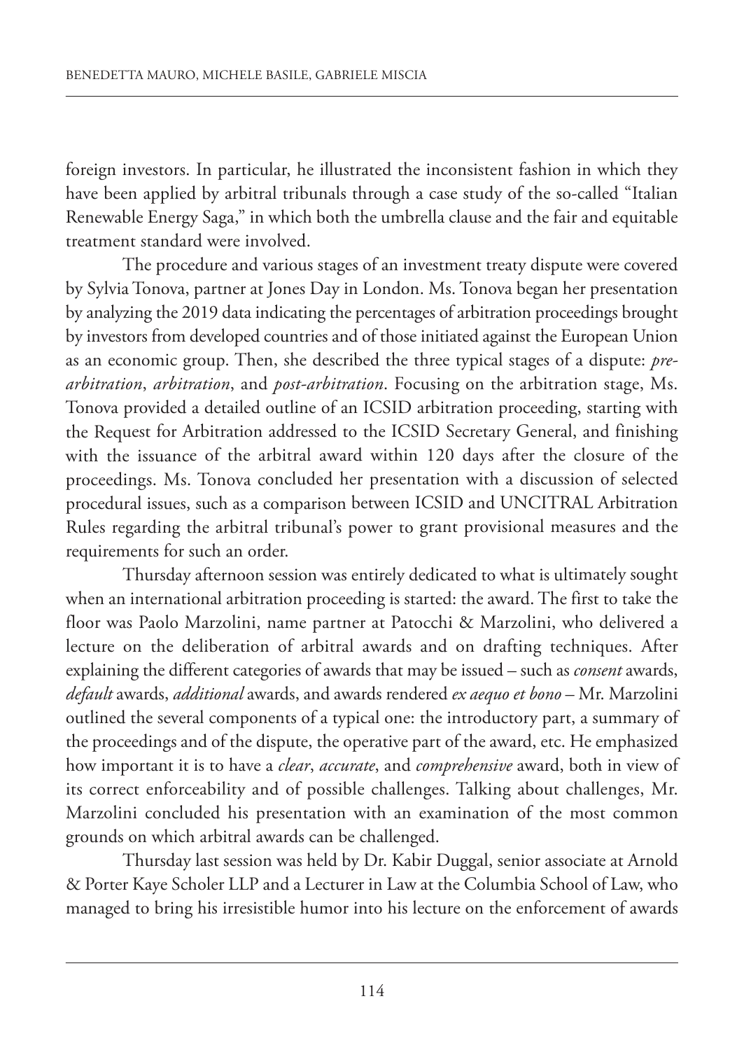foreign investors. In particular, he illustrated the inconsistent fashion in which they have been applied by arbitral tribunals through a case study of the so-called "Italian Renewable Energy Saga," in which both the umbrella clause and the fair and equitable treatment standard were involved.

The procedure and various stages of an investment treaty dispute were covered by Sylvia Tonova, partner at Jones Day in London. Ms. Tonova began her presentation by analyzing the 2019 data indicating the percentages of arbitration proceedings brought by investors from developed countries and of those initiated against the European Union as an economic group. Then, she described the three typical stages of a dispute: *pre-arbitration*, *arbitration*, and *post-arbitration*. Focusing on the arbitration stage, Ms. Tonova provided a detailed outline of an ICSID arbitration proceeding, starting with the Request for Arbitration addressed to the ICSID Secretary General, and finishing with the issuance of the arbitral award within 120 days after the closure of the proceedings. Ms. Tonova concluded her presentation with a discussion of selected procedural issues, such as a comparison between ICSID and UNCITRAL Arbitration Rules regarding the arbitral tribunal's power to grant provisional measures and the requirements for such an order.

Thursday afternoon session was entirely dedicated to what is ultimately sought when an international arbitration proceeding is started: the award. The first to take the floor was Paolo Marzolini, name partner at Patocchi & Marzolini, who delivered a lecture on the deliberation of arbitral awards and on drafting techniques. After explaining the different categories of awards that may be issued – such as *consent* awards, *default* awards, *additional* awards, and awards rendered *ex aequo et bono* – Mr. Marzolini outlined the several components of a typical one: the introductory part, a summary of the proceedings and of the dispute, the operative part of the award, etc. He emphasized how important it is to have a *clear*, *accurate*, and *comprehensive* award, both in view of its correct enforceability and of possible challenges. Talking about challenges, Mr. Marzolini concluded his presentation with an examination of the most common grounds on which arbitral awards can be challenged.

Thursday last session was held by Dr. Kabir Duggal, senior associate at Arnold & Porter Kaye Scholer LLP and a Lecturer in Law at the Columbia School of Law, who managed to bring his irresistible humor into his lecture on the enforcement of awards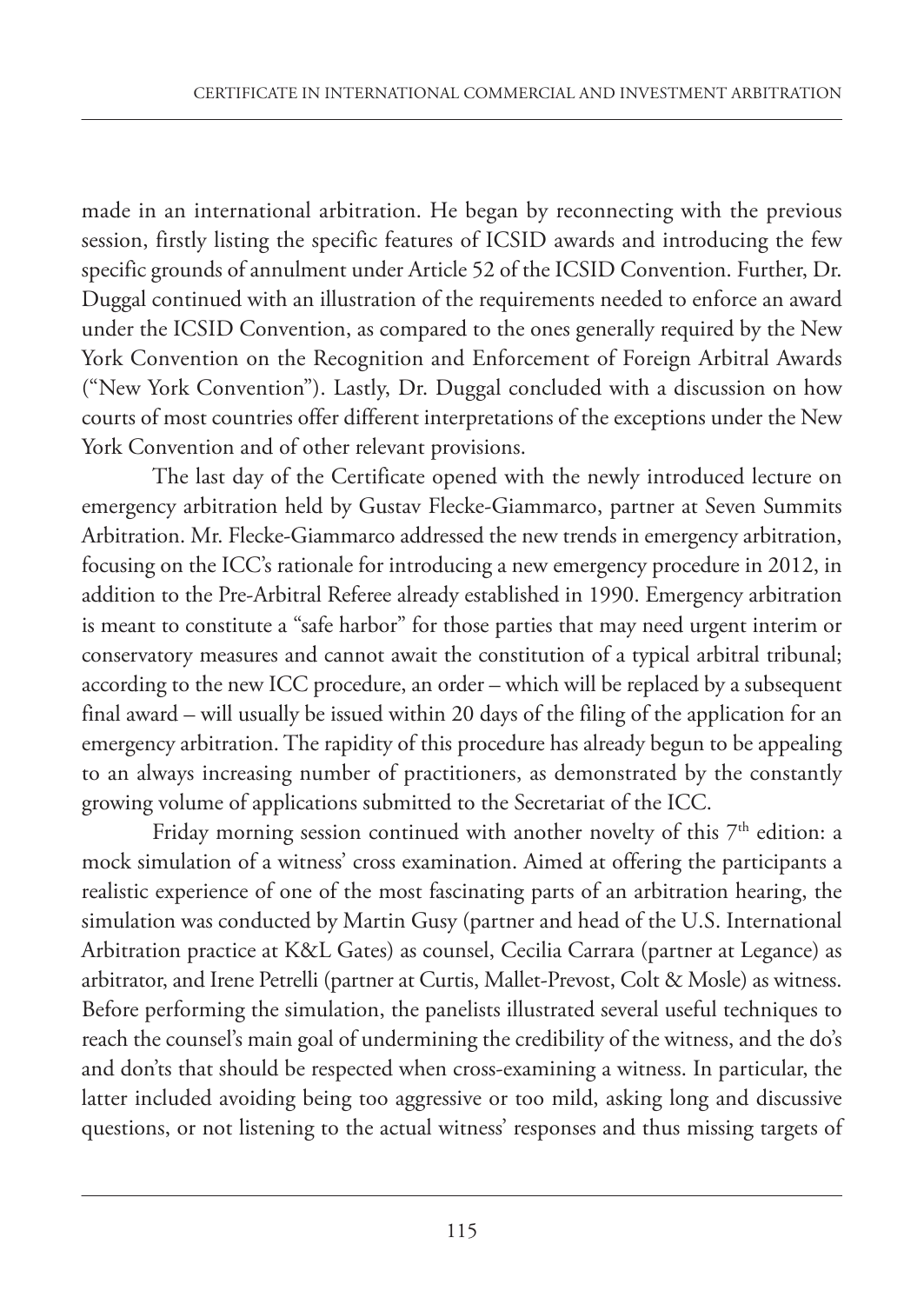made in an international arbitration. He began by reconnecting with the previous session, firstly listing the specific features of ICSID awards and introducing the few specific grounds of annulment under Article 52 of the ICSID Convention. Further, Dr. Duggal continued with an illustration of the requirements needed to enforce an award under the ICSID Convention, as compared to the ones generally required by the New York Convention on the Recognition and Enforcement of Foreign Arbitral Awards ("New York Convention"). Lastly, Dr. Duggal concluded with a discussion on how courts of most countries offer different interpretations of the exceptions under the New York Convention and of other relevant provisions.

The last day of the Certificate opened with the newly introduced lecture on emergency arbitration held by Gustav Flecke-Giammarco, partner at Seven Summits Arbitration. Mr. Flecke-Giammarco addressed the new trends in emergency arbitration, focusing on the ICC's rationale for introducing a new emergency procedure in 2012, in addition to the Pre-Arbitral Referee already established in 1990. Emergency arbitration is meant to constitute a "safe harbor" for those parties that may need urgent interim or conservatory measures and cannot await the constitution of a typical arbitral tribunal; according to the new ICC procedure, an order – which will be replaced by a subsequent final award – will usually be issued within 20 days of the filing of the application for an emergency arbitration. The rapidity of this procedure has already begun to be appealing to an always increasing number of practitioners, as demonstrated by the constantly growing volume of applications submitted to the Secretariat of the ICC.

Friday morning session continued with another novelty of this 7th edition: a mock simulation of a witness' cross examination. Aimed at offering the participants a realistic experience of one of the most fascinating parts of an arbitration hearing, the simulation was conducted by Martin Gusy (partner and head of the U.S. International Arbitration practice at K&L Gates) as counsel, Cecilia Carrara (partner at Legance) as arbitrator, and Irene Petrelli (partner at Curtis, Mallet-Prevost, Colt & Mosle) as witness. Before performing the simulation, the panelists illustrated several useful techniques to reach the counsel's main goal of undermining the credibility of the witness, and the do's and don'ts that should be respected when cross-examining a witness. In particular, the latter included avoiding being too aggressive or too mild, asking long and discussive questions, or not listening to the actual witness' responses and thus missing targets of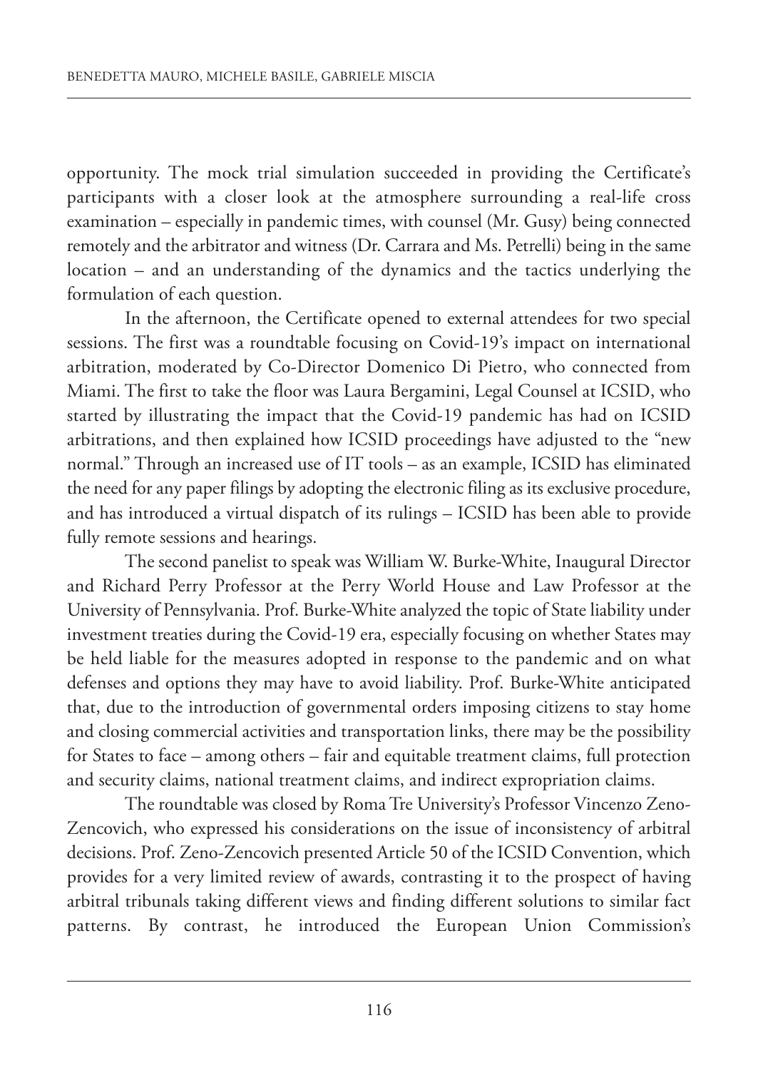opportunity. The mock trial simulation succeeded in providing the Certificate's participants with a closer look at the atmosphere surrounding a real-life cross examination – especially in pandemic times, with counsel (Mr. Gusy) being connected remotely and the arbitrator and witness (Dr. Carrara and Ms. Petrelli) being in the same location – and an understanding of the dynamics and the tactics underlying the formulation of each question.

In the afternoon, the Certificate opened to external attendees for two special sessions. The first was a roundtable focusing on Covid-19's impact on international arbitration, moderated by Co-Director Domenico Di Pietro, who connected from Miami. The first to take the floor was Laura Bergamini, Legal Counsel at ICSID, who started by illustrating the impact that the Covid-19 pandemic has had on ICSID arbitrations, and then explained how ICSID proceedings have adjusted to the "new normal." Through an increased use of IT tools – as an example, ICSID has eliminated the need for any paper filings by adopting the electronic filing as its exclusive procedure, and has introduced a virtual dispatch of its rulings – ICSID has been able to provide fully remote sessions and hearings.

The second panelist to speak was William W. Burke-White, Inaugural Director and Richard Perry Professor at the Perry World House and Law Professor at the University of Pennsylvania. Prof. Burke-White analyzed the topic of State liability under investment treaties during the Covid-19 era, especially focusing on whether States may be held liable for the measures adopted in response to the pandemic and on what defenses and options they may have to avoid liability. Prof. Burke-White anticipated that, due to the introduction of governmental orders imposing citizens to stay home and closing commercial activities and transportation links, there may be the possibility for States to face – among others – fair and equitable treatment claims, full protection and security claims, national treatment claims, and indirect expropriation claims.

The roundtable was closed by Roma Tre University's Professor Vincenzo Zeno-Zencovich, who expressed his considerations on the issue of inconsistency of arbitral decisions. Prof. Zeno-Zencovich presented Article 50 of the ICSID Convention, which provides for a very limited review of awards, contrasting it to the prospect of having arbitral tribunals taking different views and finding different solutions to similar fact patterns. By contrast, he introduced the European Union Commission's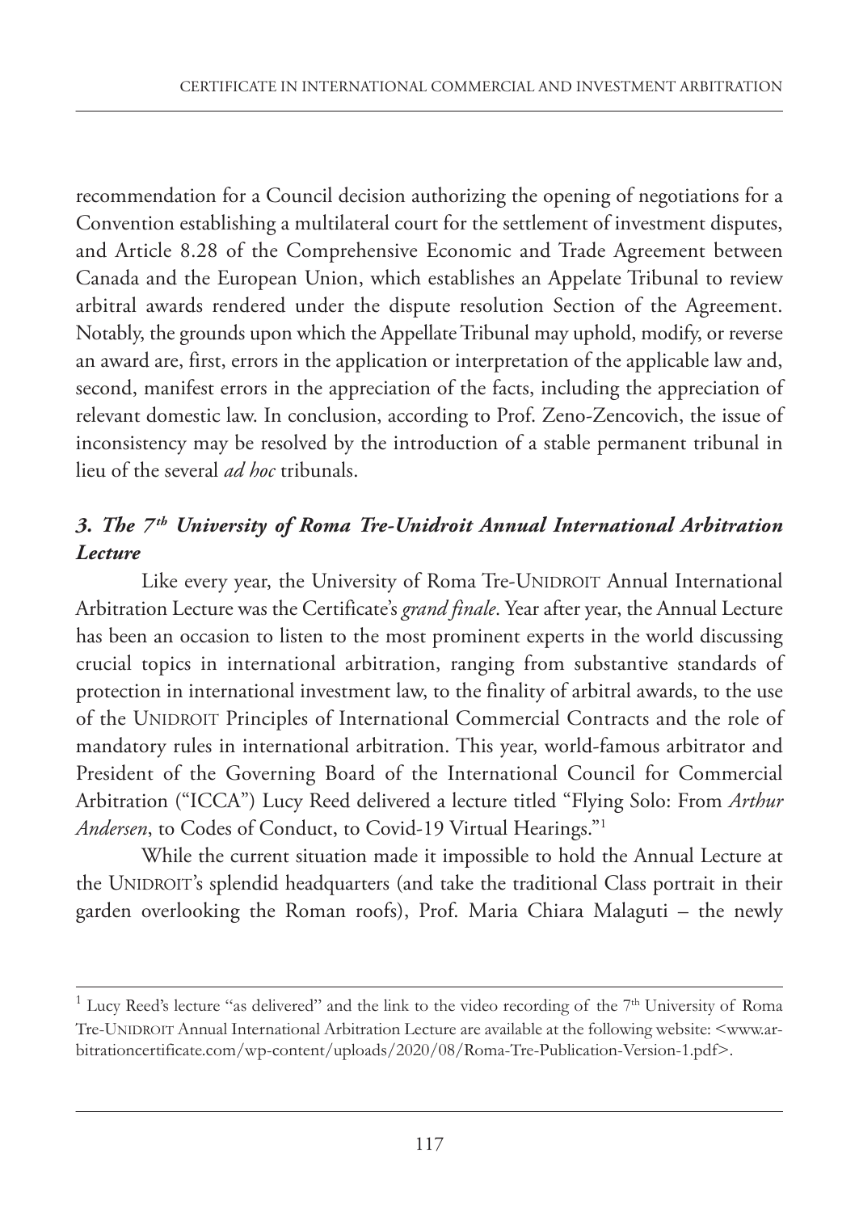recommendation for a Council decision authorizing the opening of negotiations for a Convention establishing a multilateral court for the settlement of investment disputes, and Article 8.28 of the Comprehensive Economic and Trade Agreement between Canada and the European Union, which establishes an Appelate Tribunal to review arbitral awards rendered under the dispute resolution Section of the Agreement. Notably, the grounds upon which the Appellate Tribunal may uphold, modify, or reverse an award are, first, errors in the application or interpretation of the applicable law and, second, manifest errors in the appreciation of the facts, including the appreciation of relevant domestic law. In conclusion, according to Prof. Zeno-Zencovich, the issue of inconsistency may be resolved by the introduction of a stable permanent tribunal in lieu of the several *ad hoc* tribunals.

### *3. The 7th University of Roma Tre-Unidroit Annual International Arbitration Lecture*

Like every year, the University of Roma Tre-UNIDROIT Annual International Arbitration Lecture was the Certificate's *grand finale*. Year after year, the Annual Lecture has been an occasion to listen to the most prominent experts in the world discussing crucial topics in international arbitration, ranging from substantive standards of protection in international investment law, to the finality of arbitral awards, to the use of the UNIDROIT Principles of International Commercial Contracts and the role of mandatory rules in international arbitration. This year, world-famous arbitrator and President of the Governing Board of the International Council for Commercial Arbitration ("ICCA") Lucy Reed delivered a lecture titled "Flying Solo: From *Arthur Andersen*, to Codes of Conduct, to Covid-19 Virtual Hearings."[1]

While the current situation made it impossible to hold the Annual Lecture at the UNIDROIT's splendid headquarters (and take the traditional Class portrait in their garden overlooking the Roman roofs), Prof. Maria Chiara Malaguti – the newly

---

[1] Lucy Reed's lecture "as delivered" and the link to the video recording of the 7th University of Roma Tre-UNIDROIT Annual International Arbitration Lecture are available at the following website: <www.arbitrationcertificate.com/wp-content/uploads/2020/08/Roma-Tre-Publication-Version-1.pdf>.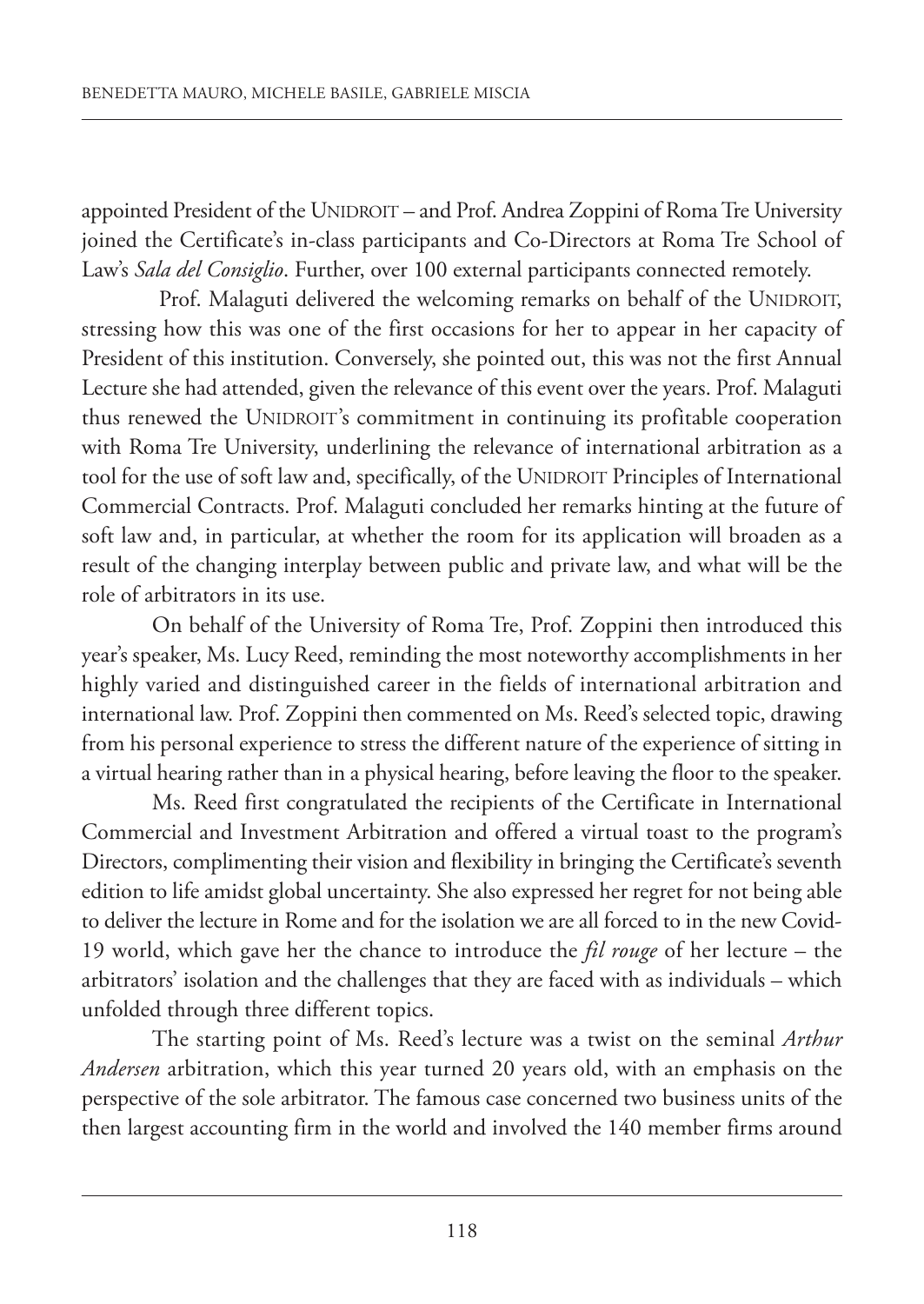appointed President of the UNIDROIT – and Prof. Andrea Zoppini of Roma Tre University joined the Certificate's in-class participants and Co-Directors at Roma Tre School of Law's *Sala del Consiglio*. Further, over 100 external participants connected remotely.

Prof. Malaguti delivered the welcoming remarks on behalf of the UNIDROIT, stressing how this was one of the first occasions for her to appear in her capacity of President of this institution. Conversely, she pointed out, this was not the first Annual Lecture she had attended, given the relevance of this event over the years. Prof. Malaguti thus renewed the UNIDROIT's commitment in continuing its profitable cooperation with Roma Tre University, underlining the relevance of international arbitration as a tool for the use of soft law and, specifically, of the UNIDROIT Principles of International Commercial Contracts. Prof. Malaguti concluded her remarks hinting at the future of soft law and, in particular, at whether the room for its application will broaden as a result of the changing interplay between public and private law, and what will be the role of arbitrators in its use.

On behalf of the University of Roma Tre, Prof. Zoppini then introduced this year's speaker, Ms. Lucy Reed, reminding the most noteworthy accomplishments in her highly varied and distinguished career in the fields of international arbitration and international law. Prof. Zoppini then commented on Ms. Reed's selected topic, drawing from his personal experience to stress the different nature of the experience of sitting in a virtual hearing rather than in a physical hearing, before leaving the floor to the speaker.

Ms. Reed first congratulated the recipients of the Certificate in International Commercial and Investment Arbitration and offered a virtual toast to the program's Directors, complimenting their vision and flexibility in bringing the Certificate's seventh edition to life amidst global uncertainty. She also expressed her regret for not being able to deliver the lecture in Rome and for the isolation we are all forced to in the new Covid-19 world, which gave her the chance to introduce the *fil rouge* of her lecture – the arbitrators' isolation and the challenges that they are faced with as individuals – which unfolded through three different topics.

The starting point of Ms. Reed's lecture was a twist on the seminal *Arthur Andersen* arbitration, which this year turned 20 years old, with an emphasis on the perspective of the sole arbitrator. The famous case concerned two business units of the then largest accounting firm in the world and involved the 140 member firms around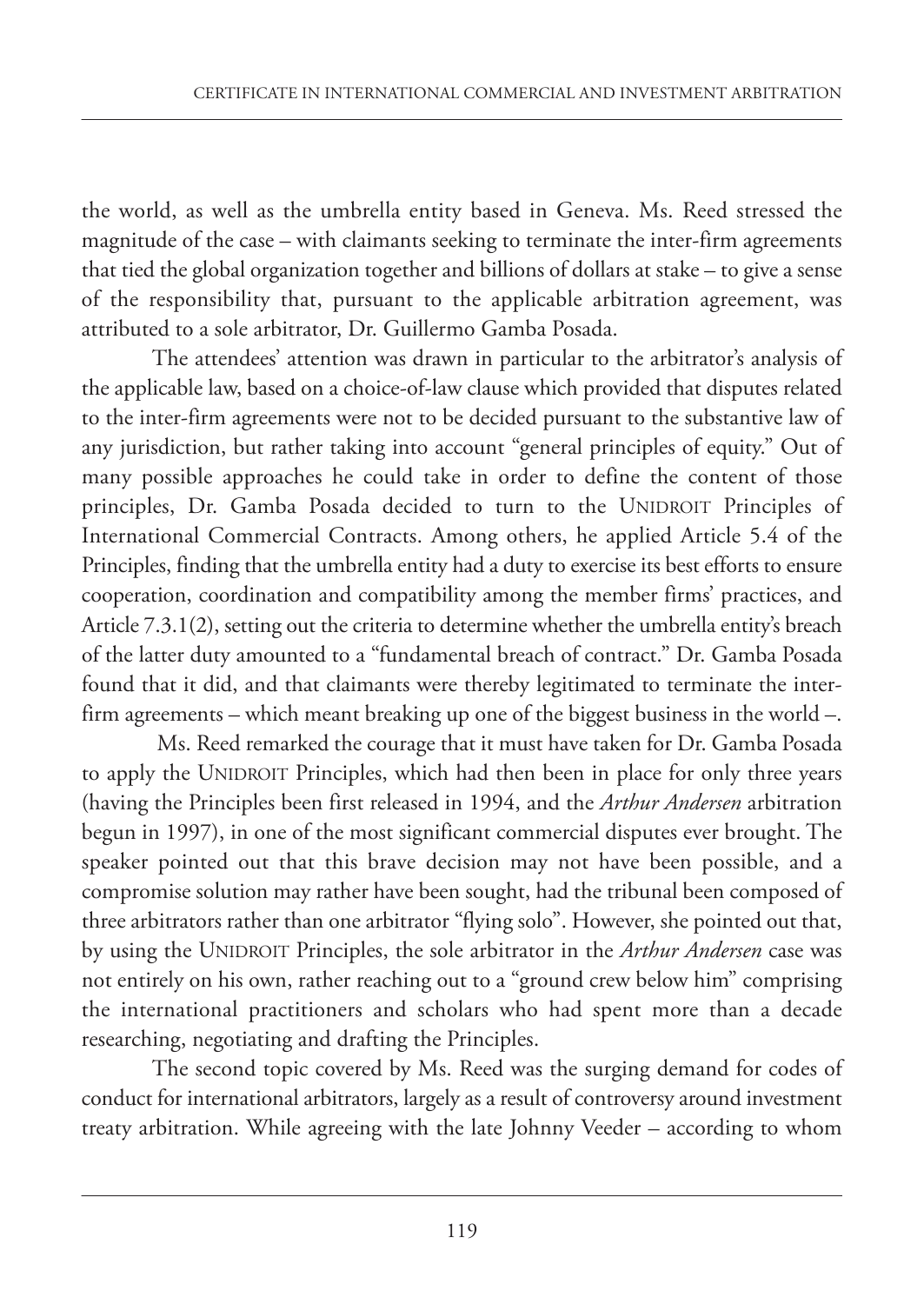the world, as well as the umbrella entity based in Geneva. Ms. Reed stressed the magnitude of the case – with claimants seeking to terminate the inter-firm agreements that tied the global organization together and billions of dollars at stake – to give a sense of the responsibility that, pursuant to the applicable arbitration agreement, was attributed to a sole arbitrator, Dr. Guillermo Gamba Posada.

The attendees' attention was drawn in particular to the arbitrator's analysis of the applicable law, based on a choice-of-law clause which provided that disputes related to the inter-firm agreements were not to be decided pursuant to the substantive law of any jurisdiction, but rather taking into account "general principles of equity." Out of many possible approaches he could take in order to define the content of those principles, Dr. Gamba Posada decided to turn to the UNIDROIT Principles of International Commercial Contracts. Among others, he applied Article 5.4 of the Principles, finding that the umbrella entity had a duty to exercise its best efforts to ensure cooperation, coordination and compatibility among the member firms' practices, and Article 7.3.1(2), setting out the criteria to determine whether the umbrella entity's breach of the latter duty amounted to a "fundamental breach of contract." Dr. Gamba Posada found that it did, and that claimants were thereby legitimated to terminate the inter-firm agreements – which meant breaking up one of the biggest business in the world –.

Ms. Reed remarked the courage that it must have taken for Dr. Gamba Posada to apply the UNIDROIT Principles, which had then been in place for only three years (having the Principles been first released in 1994, and the *Arthur Andersen* arbitration begun in 1997), in one of the most significant commercial disputes ever brought. The speaker pointed out that this brave decision may not have been possible, and a compromise solution may rather have been sought, had the tribunal been composed of three arbitrators rather than one arbitrator "flying solo". However, she pointed out that, by using the UNIDROIT Principles, the sole arbitrator in the *Arthur Andersen* case was not entirely on his own, rather reaching out to a "ground crew below him" comprising the international practitioners and scholars who had spent more than a decade researching, negotiating and drafting the Principles.

The second topic covered by Ms. Reed was the surging demand for codes of conduct for international arbitrators, largely as a result of controversy around investment treaty arbitration. While agreeing with the late Johnny Veeder – according to whom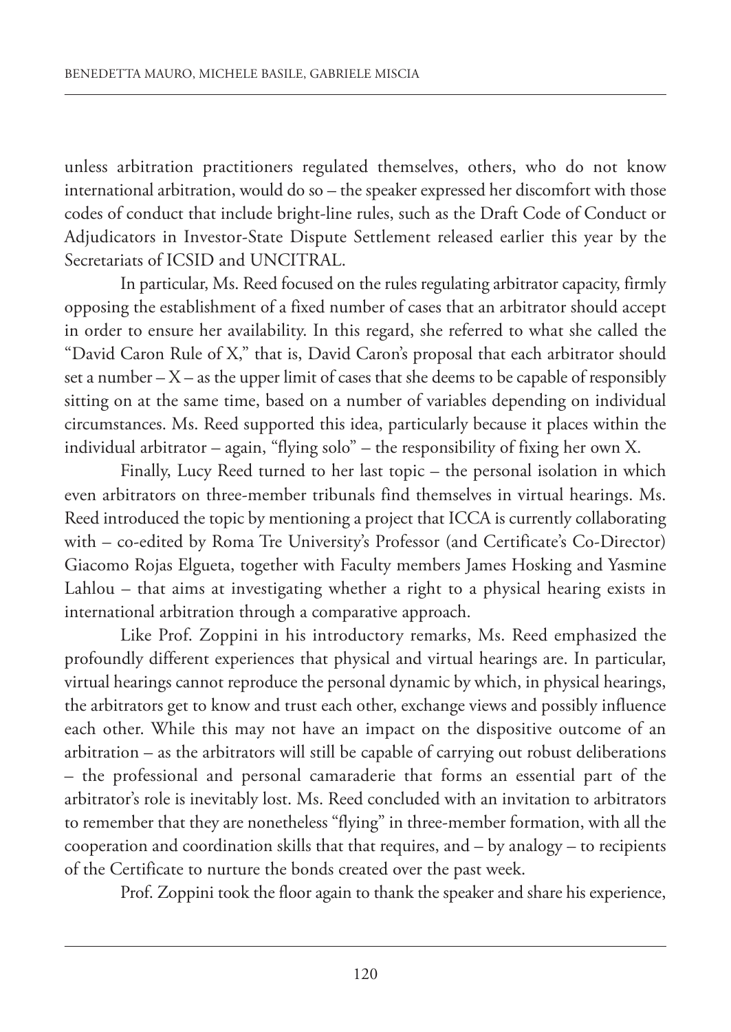unless arbitration practitioners regulated themselves, others, who do not know international arbitration, would do so – the speaker expressed her discomfort with those codes of conduct that include bright-line rules, such as the Draft Code of Conduct or Adjudicators in Investor-State Dispute Settlement released earlier this year by the Secretariats of ICSID and UNCITRAL.

In particular, Ms. Reed focused on the rules regulating arbitrator capacity, firmly opposing the establishment of a fixed number of cases that an arbitrator should accept in order to ensure her availability. In this regard, she referred to what she called the "David Caron Rule of X," that is, David Caron's proposal that each arbitrator should set a number – X – as the upper limit of cases that she deems to be capable of responsibly sitting on at the same time, based on a number of variables depending on individual circumstances. Ms. Reed supported this idea, particularly because it places within the individual arbitrator – again, "flying solo" – the responsibility of fixing her own X.

Finally, Lucy Reed turned to her last topic – the personal isolation in which even arbitrators on three-member tribunals find themselves in virtual hearings. Ms. Reed introduced the topic by mentioning a project that ICCA is currently collaborating with – co-edited by Roma Tre University's Professor (and Certificate's Co-Director) Giacomo Rojas Elgueta, together with Faculty members James Hosking and Yasmine Lahlou – that aims at investigating whether a right to a physical hearing exists in international arbitration through a comparative approach.

Like Prof. Zoppini in his introductory remarks, Ms. Reed emphasized the profoundly different experiences that physical and virtual hearings are. In particular, virtual hearings cannot reproduce the personal dynamic by which, in physical hearings, the arbitrators get to know and trust each other, exchange views and possibly influence each other. While this may not have an impact on the dispositive outcome of an arbitration – as the arbitrators will still be capable of carrying out robust deliberations – the professional and personal camaraderie that forms an essential part of the arbitrator's role is inevitably lost. Ms. Reed concluded with an invitation to arbitrators to remember that they are nonetheless "flying" in three-member formation, with all the cooperation and coordination skills that that requires, and – by analogy – to recipients of the Certificate to nurture the bonds created over the past week.

Prof. Zoppini took the floor again to thank the speaker and share his experience,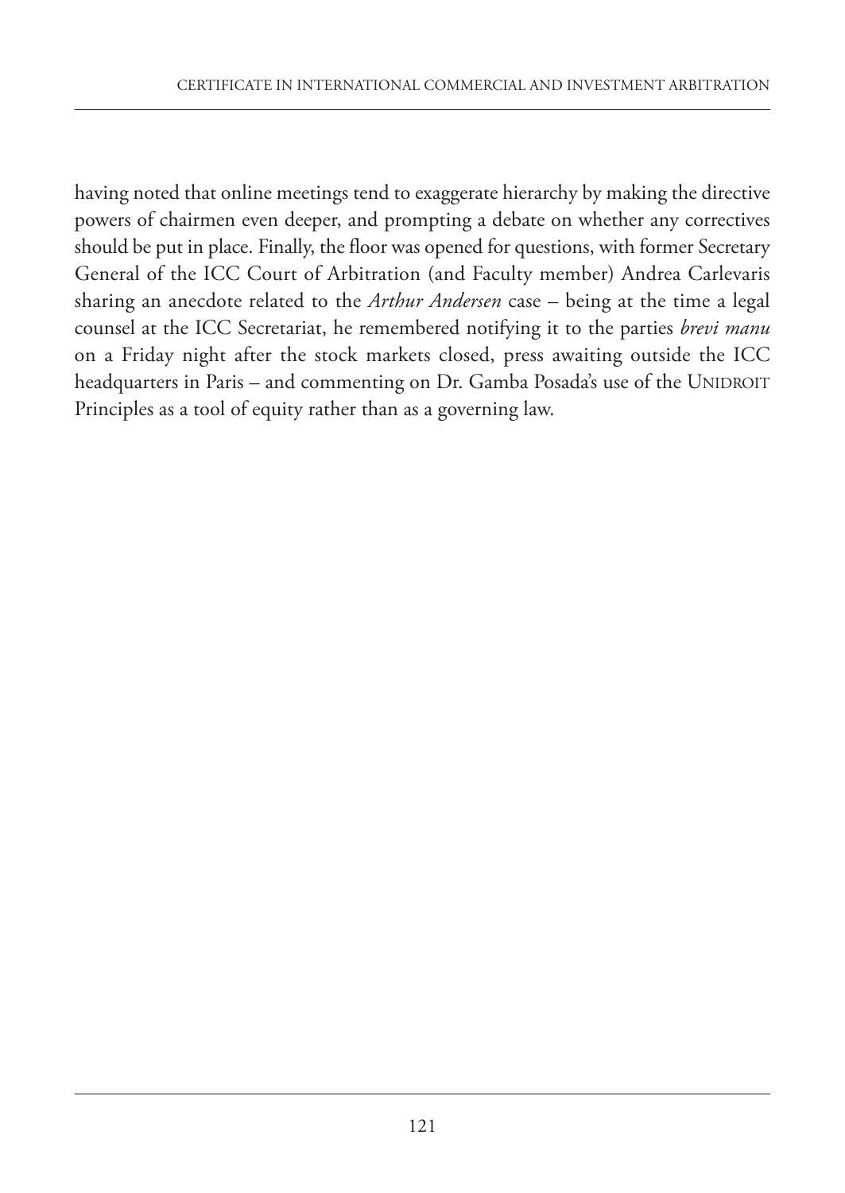having noted that online meetings tend to exaggerate hierarchy by making the directive powers of chairmen even deeper, and prompting a debate on whether any correctives should be put in place. Finally, the floor was opened for questions, with former Secretary General of the ICC Court of Arbitration (and Faculty member) Andrea Carlevaris sharing an anecdote related to the *Arthur Andersen* case – being at the time a legal counsel at the ICC Secretariat, he remembered notifying it to the parties *brevi manu* on a Friday night after the stock markets closed, press awaiting outside the ICC headquarters in Paris – and commenting on Dr. Gamba Posada's use of the UNIDROIT Principles as a tool of equity rather than as a governing law.